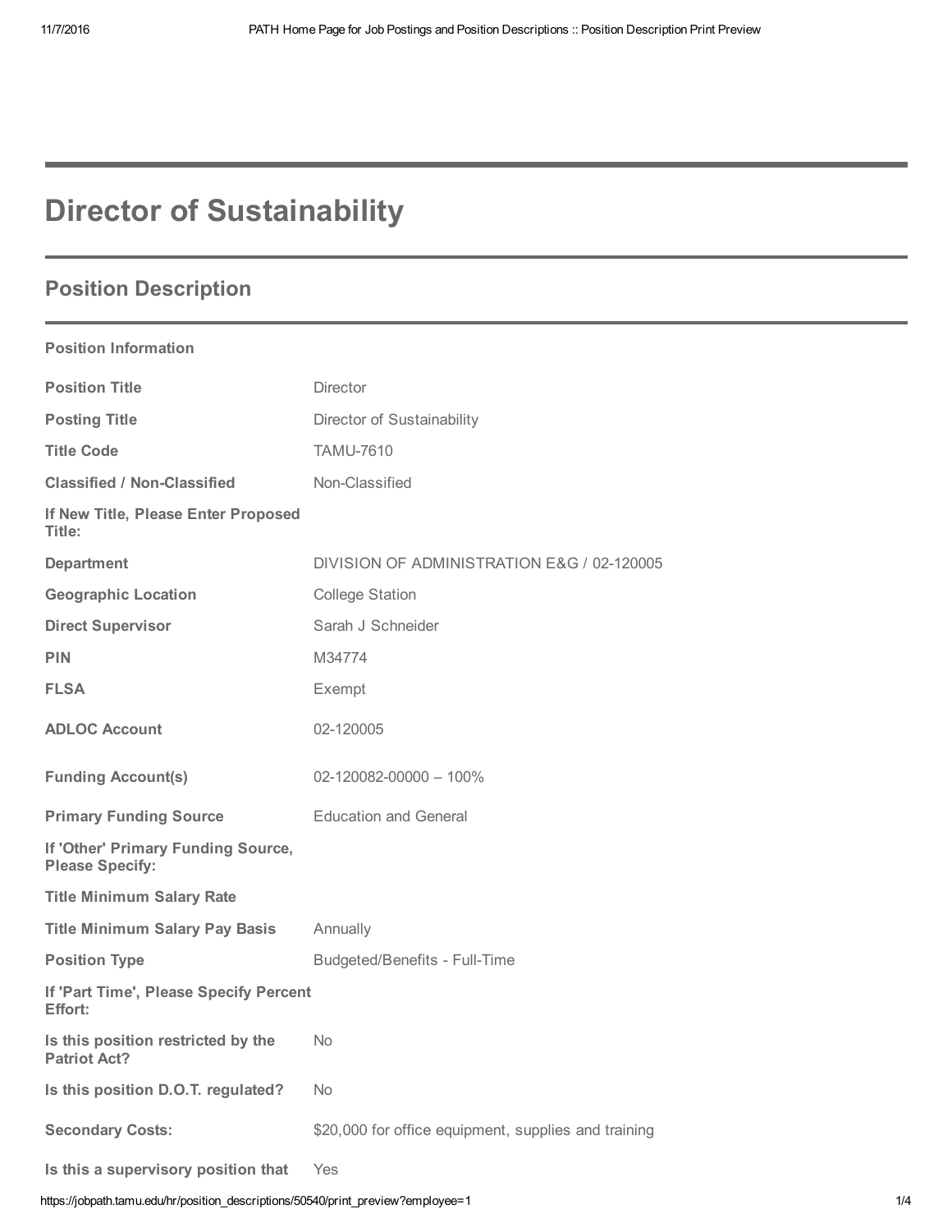# Director of Sustainability

## Position Description

**Position Information**

| | |
|---|---|
| **Position Title** | Director |
| **Posting Title** | Director of Sustainability |
| **Title Code** | TAMU-7610 |
| **Classified / Non-Classified** | Non-Classified |
| **If New Title, Please Enter Proposed Title:** | |
| **Department** | DIVISION OF ADMINISTRATION E&G / 02-120005 |
| **Geographic Location** | College Station |
| **Direct Supervisor** | Sarah J Schneider |
| **PIN** | M34774 |
| **FLSA** | Exempt |
| **ADLOC Account** | 02-120005 |
| **Funding Account(s)** | 02-120082-00000 – 100% |
| **Primary Funding Source** | Education and General |
| **If 'Other' Primary Funding Source, Please Specify:** | |
| **Title Minimum Salary Rate** | |
| **Title Minimum Salary Pay Basis** | Annually |
| **Position Type** | Budgeted/Benefits - Full-Time |
| **If 'Part Time', Please Specify Percent Effort:** | |
| **Is this position restricted by the Patriot Act?** | No |
| **Is this position D.O.T. regulated?** | No |
| **Secondary Costs:** | $20,000 for office equipment, supplies and training |
| **Is this a supervisory position that** | Yes |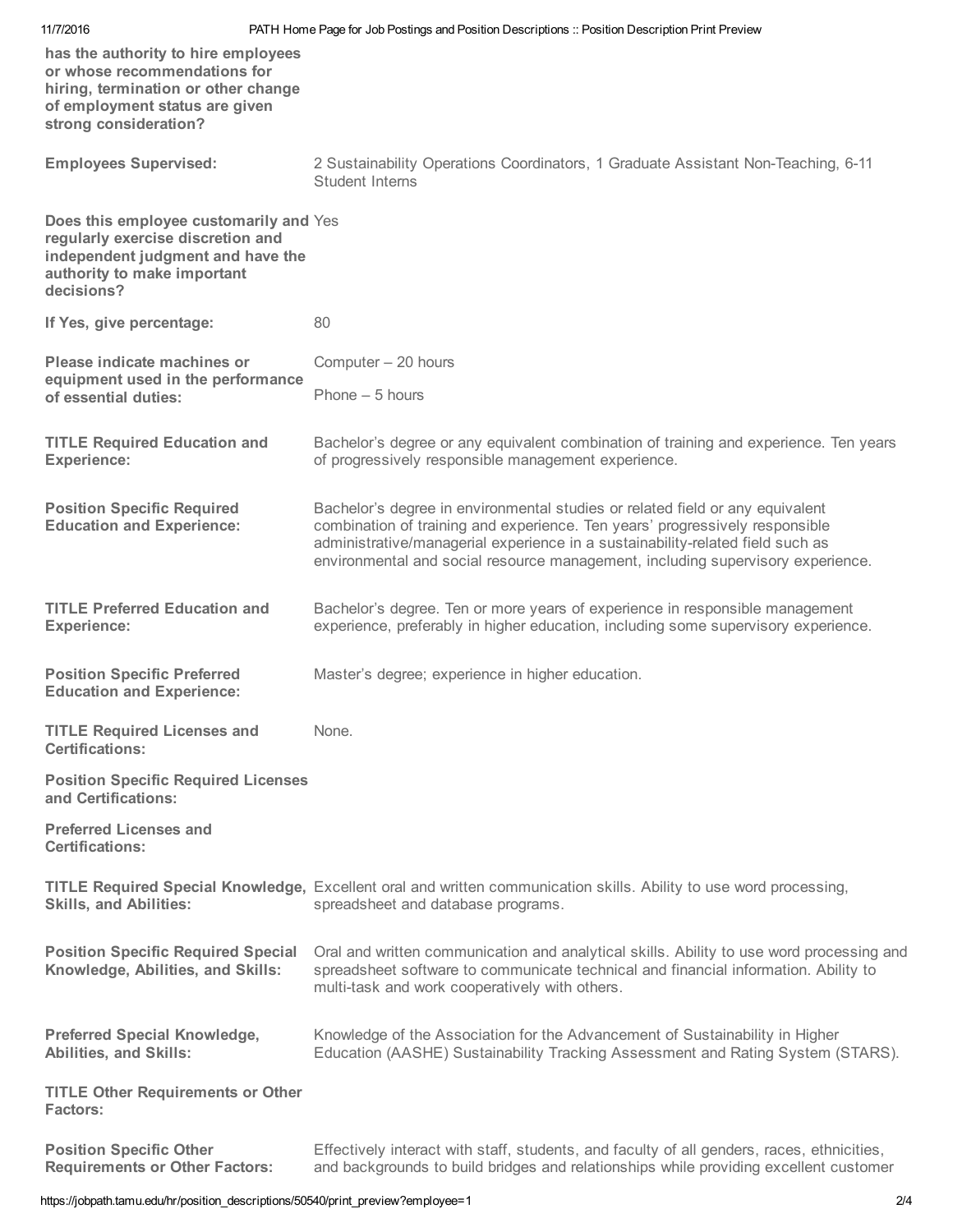**has the authority to hire employees or whose recommendations for hiring, termination or other change of employment status are given strong consideration?**

| | |
|---|---|
| **Employees Supervised:** | 2 Sustainability Operations Coordinators, 1 Graduate Assistant Non-Teaching, 6-11 Student Interns |
| **Does this employee customarily and regularly exercise discretion and independent judgment and have the authority to make important decisions?** | Yes |
| **If Yes, give percentage:** | 80 |
| **Please indicate machines or equipment used in the performance of essential duties:** | Computer – 20 hours<br>Phone – 5 hours |
| **TITLE Required Education and Experience:** | Bachelor's degree or any equivalent combination of training and experience. Ten years of progressively responsible management experience. |
| **Position Specific Required Education and Experience:** | Bachelor's degree in environmental studies or related field or any equivalent combination of training and experience. Ten years' progressively responsible administrative/managerial experience in a sustainability-related field such as environmental and social resource management, including supervisory experience. |
| **TITLE Preferred Education and Experience:** | Bachelor's degree. Ten or more years of experience in responsible management experience, preferably in higher education, including some supervisory experience. |
| **Position Specific Preferred Education and Experience:** | Master's degree; experience in higher education. |
| **TITLE Required Licenses and Certifications:** | None. |
| **Position Specific Required Licenses and Certifications:** | |
| **Preferred Licenses and Certifications:** | |
| **TITLE Required Special Knowledge, Skills, and Abilities:** | Excellent oral and written communication skills. Ability to use word processing, spreadsheet and database programs. |
| **Position Specific Required Special Knowledge, Abilities, and Skills:** | Oral and written communication and analytical skills. Ability to use word processing and spreadsheet software to communicate technical and financial information. Ability to multi-task and work cooperatively with others. |
| **Preferred Special Knowledge, Abilities, and Skills:** | Knowledge of the Association for the Advancement of Sustainability in Higher Education (AASHE) Sustainability Tracking Assessment and Rating System (STARS). |
| **TITLE Other Requirements or Other Factors:** | |
| **Position Specific Other Requirements or Other Factors:** | Effectively interact with staff, students, and faculty of all genders, races, ethnicities, and backgrounds to build bridges and relationships while providing excellent customer |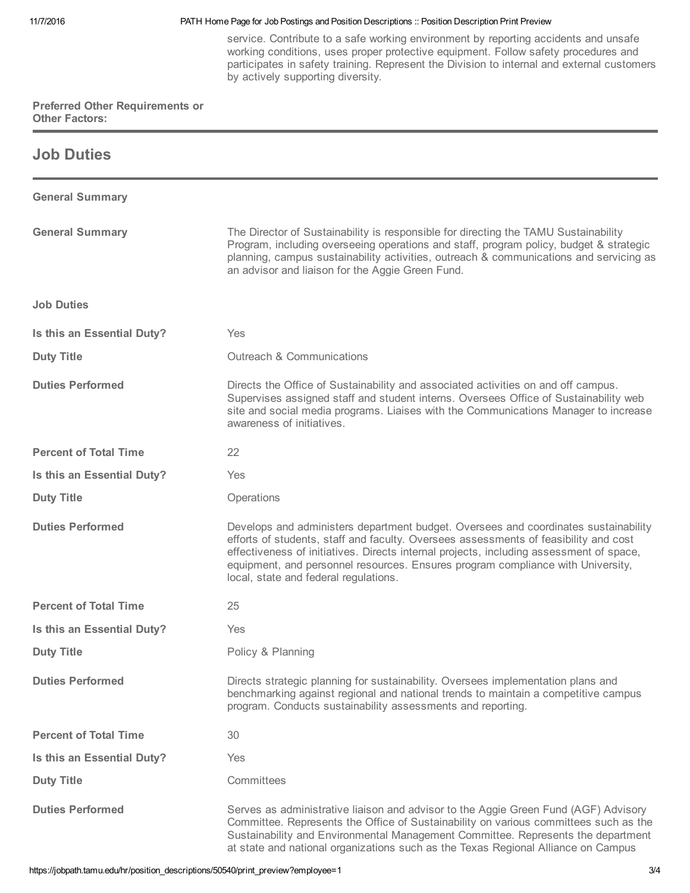service. Contribute to a safe working environment by reporting accidents and unsafe working conditions, uses proper protective equipment. Follow safety procedures and participates in safety training. Represent the Division to internal and external customers by actively supporting diversity.

**Preferred Other Requirements or Other Factors:**

## Job Duties

**General Summary**

**General Summary**

The Director of Sustainability is responsible for directing the TAMU Sustainability Program, including overseeing operations and staff, program policy, budget & strategic planning, campus sustainability activities, outreach & communications and servicing as an advisor and liaison for the Aggie Green Fund.

**Job Duties**

**Is this an Essential Duty?** Yes

**Duty Title** Outreach & Communications

**Duties Performed** Directs the Office of Sustainability and associated activities on and off campus. Supervises assigned staff and student interns. Oversees Office of Sustainability web site and social media programs. Liaises with the Communications Manager to increase awareness of initiatives.

**Percent of Total Time** 22

**Is this an Essential Duty?** Yes

**Duty Title** Operations

**Duties Performed** Develops and administers department budget. Oversees and coordinates sustainability efforts of students, staff and faculty. Oversees assessments of feasibility and cost effectiveness of initiatives. Directs internal projects, including assessment of space, equipment, and personnel resources. Ensures program compliance with University, local, state and federal regulations.

**Percent of Total Time** 25

**Is this an Essential Duty?** Yes

**Duty Title** Policy & Planning

**Duties Performed** Directs strategic planning for sustainability. Oversees implementation plans and benchmarking against regional and national trends to maintain a competitive campus program. Conducts sustainability assessments and reporting.

**Percent of Total Time** 30

**Is this an Essential Duty?** Yes

**Duty Title** Committees

**Duties Performed** Serves as administrative liaison and advisor to the Aggie Green Fund (AGF) Advisory Committee. Represents the Office of Sustainability on various committees such as the Sustainability and Environmental Management Committee. Represents the department at state and national organizations such as the Texas Regional Alliance on Campus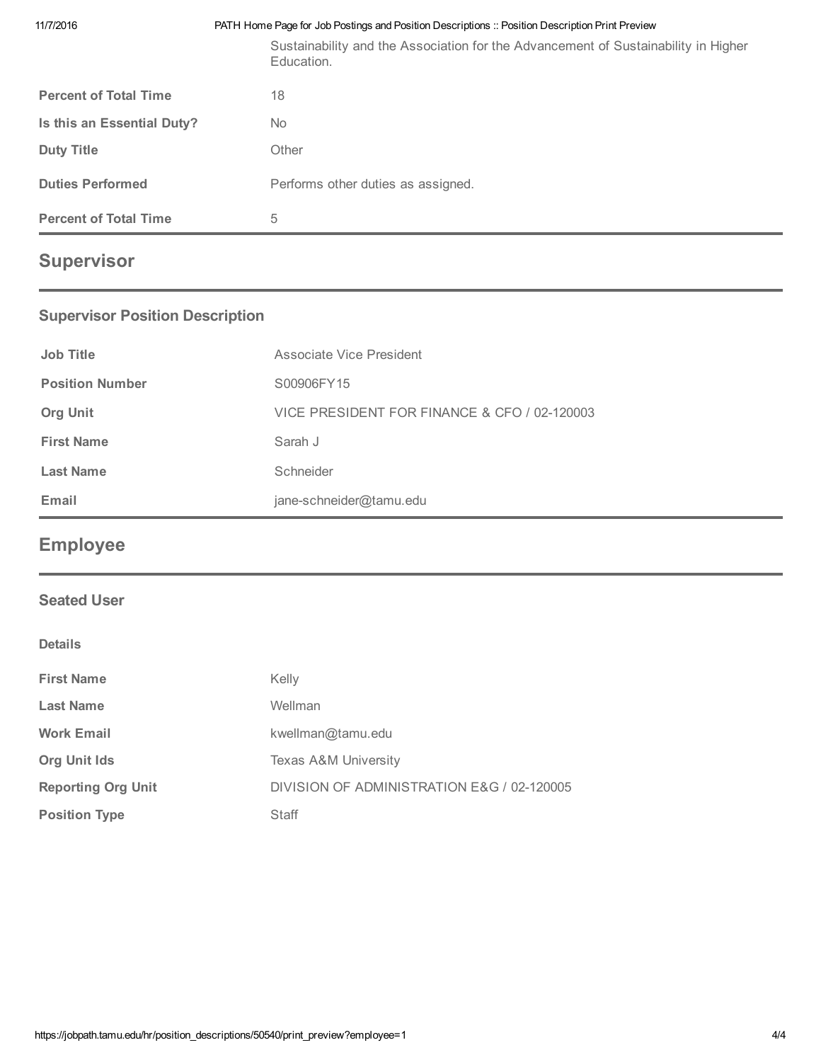| | |
|---|---|
| | Sustainability and the Association for the Advancement of Sustainability in Higher Education. |
| **Percent of Total Time** | 18 |
| **Is this an Essential Duty?** | No |
| **Duty Title** | Other |
| **Duties Performed** | Performs other duties as assigned. |
| **Percent of Total Time** | 5 |

## Supervisor

### Supervisor Position Description

| | |
|---|---|
| **Job Title** | Associate Vice President |
| **Position Number** | S00906FY15 |
| **Org Unit** | VICE PRESIDENT FOR FINANCE & CFO / 02-120003 |
| **First Name** | Sarah J |
| **Last Name** | Schneider |
| **Email** | jane-schneider@tamu.edu |

## Employee

### Seated User

#### Details

| | |
|---|---|
| **First Name** | Kelly |
| **Last Name** | Wellman |
| **Work Email** | kwellman@tamu.edu |
| **Org Unit Ids** | Texas A&M University |
| **Reporting Org Unit** | DIVISION OF ADMINISTRATION E&G / 02-120005 |
| **Position Type** | Staff |